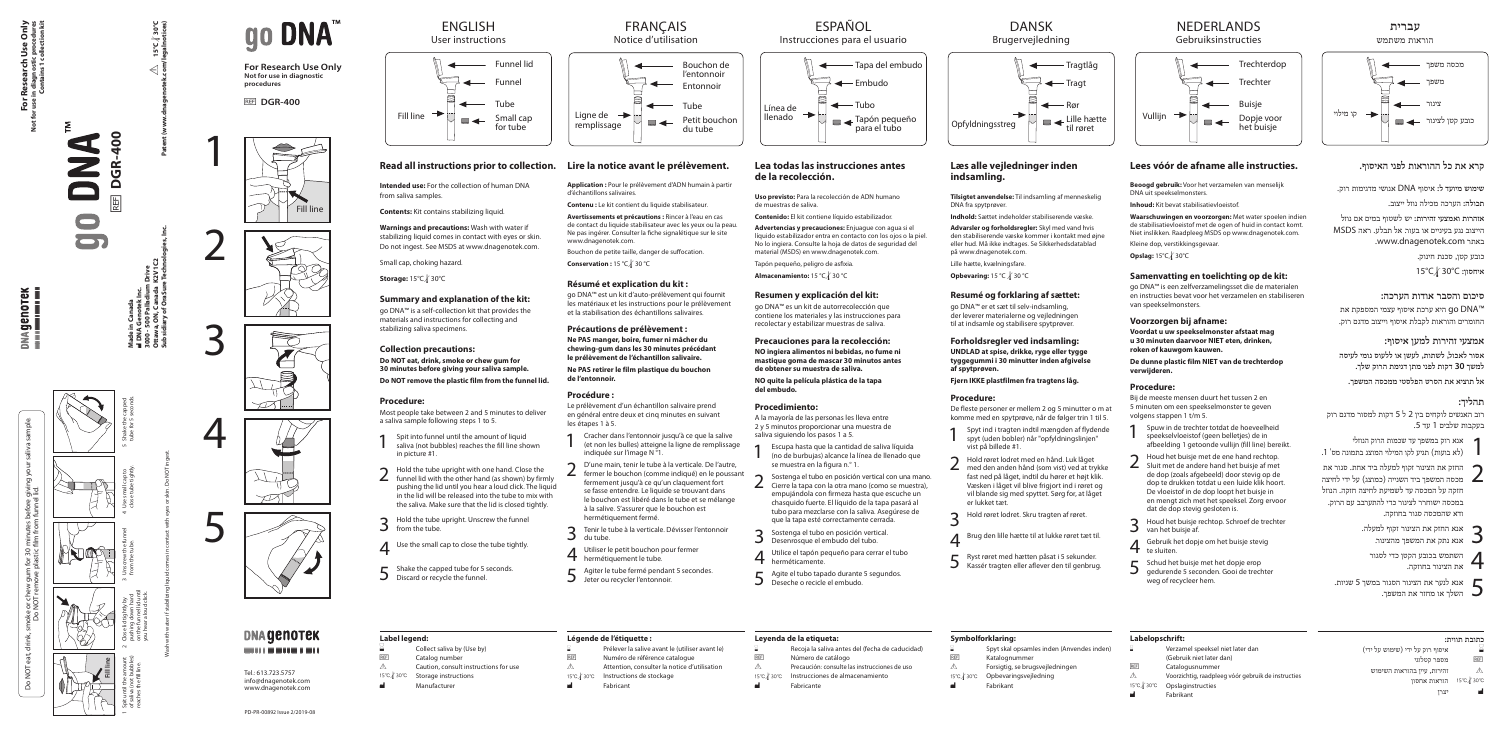**For Research Use Only**
Not for use in diagnostic procedures
Contains 1 collection kit

go DNA™

REF DGR-400

DNA genotek

Made in Canada
**DNA Genotek Inc.**
3000 - 500 Palladium Drive
Ottawa, ON, Canada K2V 1C2
Subsidiary of OraSure Technologies, Inc.

15°C–30°C

Patent (www.dnagenotek.com/legalnotices)

Do NOT eat, drink, smoke or chew gum for 30 minutes before giving your saliva sample. Do NOT remove plastic film from funnel lid.

1. Spit until the amount of saliva (not bubbles) reaches the fill line.
2. Close lid tightly by pushing up-down hard on the lid until you hear a loud click.
3. Unscrew the funnel from the tube.
4. Use small cap to close tube tightly.
5. Shake the capped tube for 5 seconds.

Wash with water if stabilizing liquid comes in contact with eyes or skin. Do NOT ingest.

go DNA™

**For Research Use Only**
Not for use in diagnostic procedures

REF DGR-400

DNA genotek

Tel.: 613.723.5757
info@dnagenotek.com
www.dnagenotek.com

PD-PR-00892 Issue 2/2019-08

# ENGLISH
## User instructions

Funnel lid · Funnel · Tube · Small cap for tube · Fill line

### Read all instructions prior to collection.

**Intended use:** For the collection of human DNA from saliva samples.

**Contents:** Kit contains stabilizing liquid.

**Warnings and precautions:** Wash with water if stabilizing liquid comes in contact with eyes or skin. Do not ingest. See MSDS at www.dnagenotek.com.

Small cap, choking hazard.

**Storage:** 15°C–30°C

### Summary and explanation of the kit:

go DNA™ is a self-collection kit that provides the materials and instructions for collecting and stabilizing saliva specimens.

### Collection precautions:

**Do NOT eat, drink, smoke or chew gum for 30 minutes before giving your saliva sample.**

**Do NOT remove the plastic film from the funnel lid.**

### Procedure:

Most people take between 2 and 5 minutes to deliver a saliva sample following steps 1 to 5.

1. Spit into funnel until the amount of liquid saliva (not bubbles) reaches the fill line shown in picture #1.
2. Hold the tube upright with one hand. Close the funnel lid with the other hand (as shown) by firmly pushing the lid until you hear a loud click. The liquid in the lid will be released into the tube to mix with the saliva. Make sure that the lid is closed tightly.
3. Hold the tube upright. Unscrew the funnel from the tube.
4. Use the small cap to close the tube tightly.
5. Shake the capped tube for 5 seconds. Discard or recycle the funnel.

### Label legend:

- Collect saliva by (Use by)
- REF Catalog number
- ⚠ Caution, consult instructions for use
- 15°C–30°C Storage instructions
- Manufacturer

# FRANÇAIS
## Notice d'utilisation

Bouchon de l'entonnoir · Entonnoir · Tube · Petit bouchon du tube · Ligne de remplissage

### Lire la notice avant le prélèvement.

**Application :** Pour le prélèvement d'ADN humain à partir d'échantillons salivaires.

**Contenu :** Le kit contient du liquide stabilisateur.

**Avertissements et précautions :** Rincer à l'eau en cas de contact du liquide stabilisateur avec les yeux ou la peau. Ne pas ingérer. Consulter la fiche signalétique sur le site www.dnagenotek.com.

Bouchon de petite taille, danger de suffocation.

**Conservation :** 15 °C–30 °C

### Résumé et explication du kit :

go DNA™ est un kit d'auto-prélèvement qui fournit les matériaux et les instructions pour le prélèvement et la stabilisation des échantillons salivaires.

### Précautions de prélèvement :

**Ne PAS manger, boire, fumer ni mâcher du chewing-gum dans les 30 minutes précédant le prélèvement de l'échantillon salivaire.**

**Ne PAS retirer le film plastique du bouchon de l'entonnoir.**

### Procédure :

Le prélèvement d'un échantillon salivaire prend en général entre deux et cinq minutes en suivant les étapes 1 à 5.

1. Cracher dans l'entonnoir jusqu'à ce que la salive (et non les bulles) atteigne la ligne de remplissage indiquée sur l'image N °1.
2. D'une main, tenir le tube à la verticale. De l'autre, fermer le bouchon (comme indiqué) en le poussant fermement jusqu'à ce qu'un claquement fort se fasse entendre. Le liquide se trouvant dans le bouchon est libéré dans le tube et se mélange à la salive. S'assurer que le bouchon est hermétiquement fermé.
3. Tenir le tube à la verticale. Dévisser l'entonnoir du tube.
4. Utiliser le petit bouchon pour fermer hermétiquement le tube.
5. Agiter le tube fermé pendant 5 secondes. Jeter ou recycler l'entonnoir.

### Légende de l'étiquette :

- Prélever la salive avant le (utiliser avant le)
- REF Numéro de référence catalogue
- ⚠ Attention, consulter la notice d'utilisation
- 15°C–30°C Instructions de stockage
- Fabricant

# ESPAÑOL
## Instrucciones para el usuario

Tapa del embudo · Embudo · Tubo · Tapón pequeño para el tubo · Línea de llenado

### Lea todas las instrucciones antes de la recolección.

**Uso previsto:** Para la recolección de ADN humano de muestras de saliva.

**Contenido:** El kit contiene líquido estabilizador.

**Advertencias y precauciones:** Enjuague con agua si el líquido estabilizador entra en contacto con los ojos o la piel. No lo ingiera. Consulte la hoja de datos de seguridad del material (MSDS) en www.dnagenotek.com.

Tapón pequeño, peligro de asfixia.

**Almacenamiento:** 15 °C–30 °C

### Resumen y explicación del kit:

go DNA™ es un kit de autorecolección que contiene los materiales y las instrucciones para recolectar y estabilizar muestras de saliva.

### Precauciones para la recolección:

**NO ingiera alimentos ni bebidas, no fume ni mastique goma de mascar 30 minutos antes de obtener su muestra de saliva.**

**NO quite la película plástica de la tapa del embudo.**

### Procedimiento:

A la mayoría de las personas les lleva entre 2 y 5 minutos proporcionar una muestra de saliva siguiendo los pasos 1 a 5.

1. Escupa hasta que la cantidad de saliva líquida (no de burbujas) alcance la línea de llenado que se muestra en la figura n.° 1.
2. Sostenga el tubo en posición vertical con una mano. Cierre la tapa con la otra mano (como se muestra), empujándola con firmeza hasta que escuche un chasquido fuerte. El líquido de la tapa pasará al tubo para mezclarse con la saliva. Asegúrese de que la tapa esté correctamente cerrada.
3. Sostenga el tubo en posición vertical. Desenrosque el embudo del tubo.
4. Utilice el tapón pequeño para cerrar el tubo herméticamente.
5. Agite el tubo tapado durante 5 segundos. Deseche o recicle el embudo.

### Leyenda de la etiqueta:

- Recoja la saliva antes del (fecha de caducidad)
- REF Número de catálogo
- ⚠ Precaución: consulte las instrucciones de uso
- 15°C–30°C Instrucciones de almacenamiento
- Fabricante

# DANSK
## Brugervejledning

Tragtlåg · Tragt · Rør · Lille hætte til røret · Opfyldningsstreg

### Læs alle vejledninger inden indsamling.

**Tilsigtet anvendelse:** Til indsamling af menneskelig DNA fra spytprøver.

**Indhold:** Sættet indeholder stabiliserende væske.

**Advarsler og forholdsregler:** Skyl med vand hvis den stabiliserende væske kommer i kontakt med øjne eller hud. Må ikke indtages. Se Sikkerhedsdatablad på www.dnagenotek.com.

Lille hætte, kvælningsfare.

**Opbevaring:** 15 °C–30 °C

### Resumé og forklaring af sættet:

go DNA™ er et sæt til selv-indsamling, der leverer materialerne og vejledningen til at indsamle og stabilisere spytprøver.

### Forholdsregler ved indsamling:

**UNDLAD at spise, drikke, ryge eller tygge tyggegummi i 30 minutter inden afgivelse af spytprøven.**

**Fjern IKKE plastfilmen fra tragtens låg.**

### Procedure:

De fleste personer er mellem 2 og 5 minutter o m at komme med en spytprøve, når de følger trin 1 til 5.

1. Spyt ind i tragten indtil mængden af flydende spyt (uden bobler) når "opfyldningslinjen" vist på billede #1.
2. Hold røret lodret med en hånd. Luk låget med den anden hånd (som vist) ved at trykke fast ned på låget, indtil du hører et højt klik. Væsken i låget vil blive frigjort ind i røret og vil blande sig med spyttet. Sørg for, at låget er lukket tæt.
3. Hold røret lodret. Skru tragten af røret.
4. Brug den lille hætte til at lukke røret tæt til.
5. Ryst røret med hætten påsat i 5 sekunder. Kassér tragten eller aflever den til genbrug.

### Symbolforklaring:

- Spyt skal opsamles inden (Anvendes inden)
- REF Katalognummer
- ⚠ Forsigtig, se brugsvejledningen
- 15°C–30°C Opbevaringsvejledning
- Fabrikant

# NEDERLANDS
## Gebruiksinstructies

Trechterdop · Trechter · Buisje · Dopje voor het buisje · Vullijn

### Lees vóór de afname alle instructies.

**Beoogd gebruik:** Voor het verzamelen van menselijk DNA uit speekselmonsters.

**Inhoud:** Kit bevat stabilisatievloeistof.

**Waarschuwingen en voorzorgen:** Met water spoelen indien de stabilisatievloeistof met de ogen of huid in contact komt. Niet inslikken. Raadpleeg MSDS op www.dnagenotek.com.

Kleine dop, verstikkingsgevaar.

**Opslag:** 15°C–30°C

### Samenvatting en toelichting op de kit:

go DNA™ is een zelfverzamelingsset die materialen en instructies bevat voor het verzamelen en stabiliseren van speekselmonsters.

### Voorzorgen bij afname:

**Voordat u uw speekselmonster afstaat mag u 30 minuten daarvoor NIET eten, drinken, roken of kauwgom kauwen.**

**De dunne plastic film NIET van de trechterdop verwijderen.**

### Procedure:

Bij de meeste mensen duurt het tussen 2 en 5 minuten om een speekselmonster te geven volgens stappen 1 t/m 5.

1. Spuw in de trechter totdat de hoeveelheid speekselvloeistof (geen belletjes) de in afbeelding 1 getoonde vullijn (fill line) bereikt.
2. Houd het buisje met de ene hand rechtop. Sluit met de andere hand het buisje af met de dop (zoals afgebeeld) door stevig op de dop te drukken totdat u een luide klik hoort. De vloeistof in de dop loopt het buisje in en mengt zich met het speeksel. Zorg ervoor dat de dop stevig gesloten is.
3. Houd het buisje rechtop. Schroef de trechter van het buisje af.
4. Gebruik het dopje om het buisje stevig te sluiten.
5. Schud het buisje met het dopje erop gedurende 5 seconden. Gooi de trechter weg of recycleer hem.

### Labelopschrift:

- Verzamel speeksel met later dan (Gebruik niet later dan)
- REF Catalogusnummer
- ⚠ Voorzichtig, raadpleeg vóór gebruik de instructies
- 15°C–30°C Opslaginstructies
- Fabrikant

# עברית
## הוראות משתמש

מכסה משפך · משפך · צינור · כובע קטן לצינור · קו מילוי

### קרא את כל ההוראות לפני האיסוף.

**שימוש מיועד:** לאיסוף DNA אנושי מדגימות רוק.

**תכולה:** הערכה מכילה נוזל מייצב.

**אזהרות ואמצעי זהירות:** יש לשטוף במים אם נוזל הייצוב נגע בעיניים או בעור. אל תבלע. ראה MSDS באתר www.dnagenotek.com.

כובע קטן, סכנת חינוק.

**אחסון:** 15°C–30°C

### סיכום והסבר אודות הערכה:

go DNA™ היא ערכת איסוף עצמי המספקת את החומרים וההוראות לקבלת איסוף וייצוב מדגם רוק.

### אמצעי זהירות למען איסוף:

**אסור לאכול, לשתות, לעשן או ללעוס גומי לעיסה למשך 30 דקות לפני מסירת דגימת הרוק שלך.**

**אל תוציא את הסרט הפלסטי ממכסה המשפך.**

### תהליך:

רוב האנשים לוקחים בין 2 ל 5 דקות למסור מדגם רוק בעקבות שלבים 1 עד 5.

1. ירוק במשפך עד שכמות הרוק הנוזלי (לא בועות) תגיע לקו המילוי המוצג בתמונה מס' 1.
2. החזק את הצינור זקוף למעלה ביד אחת. סגור את מכסה המשפך ביד השנייה (כמוצג) על ידי לחיצה חזקה על המכסה עד לשמיעת לחיצה חזקה. הנוזל במכסה ישוחרר לצינור כדי להתערבב עם הרוק. ודא שהמכסה סגור בחוזקה.
3. אנא החזק את הצינור זקוף למעלה. אנא נתק את המשפך מהצינור.
4. השתמש בכובע הקטן כדי לסגור את הצינור בחוזקה.
5. אנא לנער את הצינור הסגור במשך 5 שניות. השלך או מחזר את המשפך.

### כתובת תווית:

- איסוף רוק על ידי (שימוש על ידי)
- REF מספר קטלוגי
- ⚠ זהירות, עיין בהוראות השימוש
- 15°C–30°C הוראות אחסון
- יצרן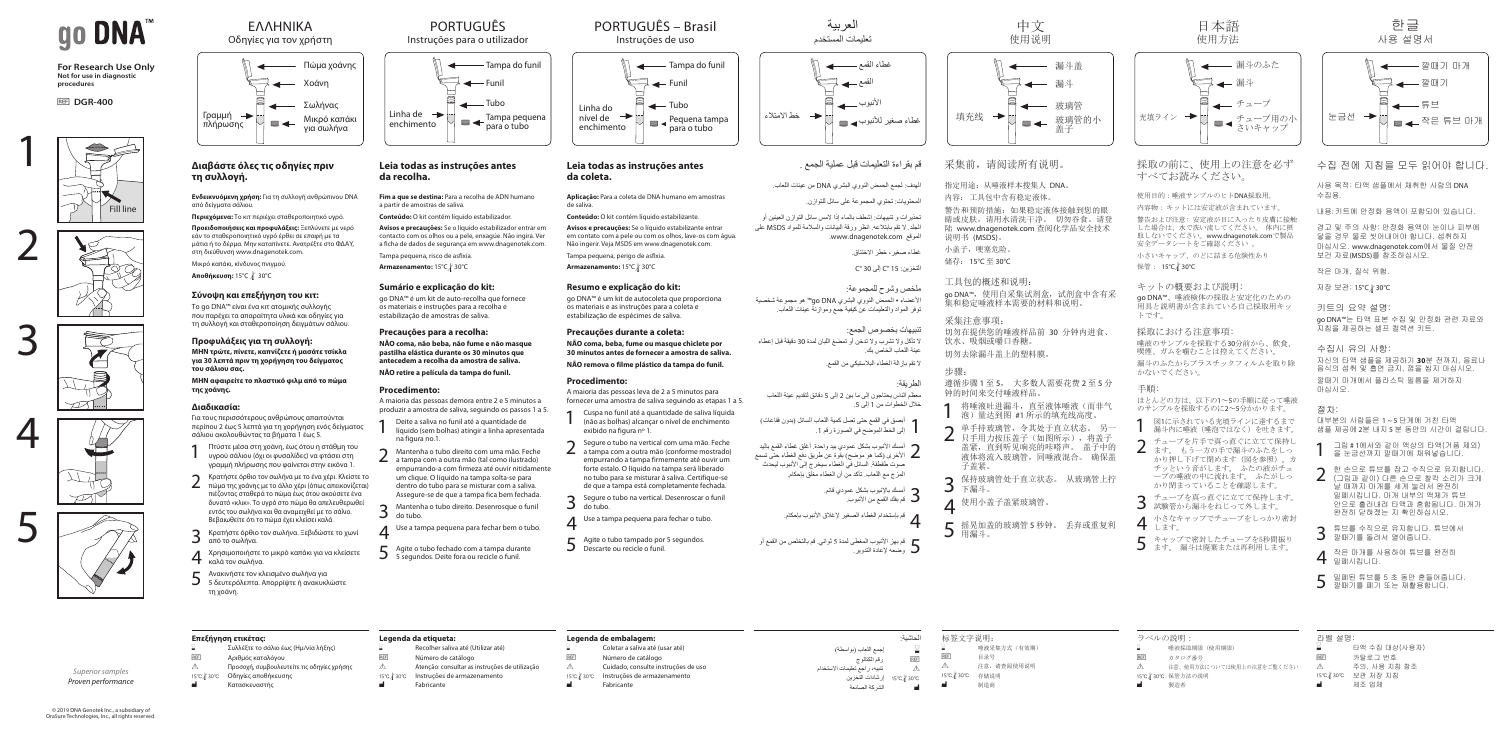# go DNA™

**For Research Use Only**
**Not for use in diagnostic procedures**

REF **DGR-400**

1

Fill line

2

3

4

5

*Superior samples*
*Proven performance*

© 2019 DNA Genotek Inc., a subsidiary of OraSure Technologies, Inc., all rights reserved.

## ΕΛΛΗΝΙΚΑ
Οδηγίες για τον χρήστη

Πώμα χοάνης
Χοάνη
Σωλήνας
Γραμμή πλήρωσης
Μικρό καπάκι για σωλήνα

### Διαβάστε όλες τις οδηγίες πριν τη συλλογή.

**Ενδεικνυόμενη χρήση:** Για τη συλλογή ανθρώπινου DNA από δείγματα σάλιου.

**Περιεχόμενα:** Το κιτ περιέχει σταθεροποιητικό υγρό.

**Προειδοποιήσεις και προφυλάξεις:** Ξεπλύνετε με νερό εάν το σταθεροποιητικό υγρό έρθει σε επαφή με τα μάτια ή το δέρμα. Μην καταπίνετε. Ανατρέξτε στο ΦΔΑΥ, στη διεύθυνση www.dnagenotek.com.

Μικρό καπάκι, κίνδυνος πνιγμού.

**Αποθήκευση:** 15°C – 30°C

### Σύνοψη και επεξήγηση του κιτ:

Το go DNA™ είναι ένα κιτ ατομικής συλλογής που περιέχει τα απαραίτητα υλικά και οδηγίες για τη συλλογή και σταθεροποίηση δειγμάτων σάλιου.

### Προφυλάξεις για τη συλλογή:

**ΜΗΝ τρώτε, πίνετε, καπνίζετε ή μασάτε τσίκλα για 30 λεπτά πριν τη χορήγηση του δείγματος του σάλιου σας.**

**ΜΗΝ αφαιρείτε το πλαστικό φιλμ από το πώμα της χοάνης.**

### Διαδικασία:

Για τους περισσότερους ανθρώπους απαιτούνται περίπου 2 έως 5 λεπτά για τη χορήγηση ενός δείγματος σάλιου ακολουθώντας τα βήματα 1 έως 5.

1. Φτύστε μέσα στη χοάνη, έως ότου η στάθμη του υγρού σάλιου (όχι οι φυσαλίδες) να φτάσει στη γραμμή πλήρωσης που φαίνεται στην εικόνα 1.
2. Κρατήστε όρθιο το σωλήνα με το ένα χέρι. Κλείστε το πώμα της χοάνης με το άλλο χέρι (όπως απεικονίζεται) πιέζοντας σταθερά το πώμα έως ότου ακούσετε ένα δυνατό «κλικ». Το υγρό στο πώμα θα απελευθερωθεί εντός του σωλήνα και θα αναμιχθεί με το σάλιο. Βεβαιωθείτε ότι το πώμα έχει κλείσει καλά.
3. Κρατήστε όρθιο τον σωλήνα. Ξεβιδώστε τη χοάνη από το σωλήνα.
4. Χρησιμοποιήστε το μικρό καπάκι για να κλείσετε καλά τον σωλήνα.
5. Ανακινήστε τον κλεισμένο σωλήνα για 5 δευτερόλεπτα. Απορρίψτε ή ανακυκλώστε τη χοάνη.

### Επεξήγηση ετικέτας:

- Συλλέξτε το σάλιο έως (Ημ/νία λήξης)
- REF Αριθμός καταλόγου
- ⚠ Προσοχή, συμβουλευτείτε τις οδηγίες χρήσης
- 15°C – 30°C Οδηγίες αποθήκευσης
- Κατασκευαστής

## PORTUGUÊS
Instruções para o utilizador

Tampa do funil
Funil
Tubo
Linha de enchimento
Tampa pequena para o tubo

### Leia todas as instruções antes da recolha.

**Fim a que se destina:** Para a recolha de ADN humano a partir de amostras de saliva.

**Conteúdo:** O kit contém líquido estabilizador.

**Avisos e precauções:** Se o líquido estabilizador entrar em contacto com os olhos ou a pele, enxagúe. Não ingira. Ver a ficha de dados de segurança em www.dnagenotek.com.

Tampa pequena, risco de asfixia.

**Armazenamento:** 15°C – 30°C

### Sumário e explicação do kit:

go DNA™ é um kit de auto-recolha que fornece os materiais e instruções para a recolha e estabilização de amostras de saliva.

### Precauções para a recolha:

**NÃO coma, não beba, não fume e não masque pastilha elástica durante os 30 minutos que antecedem a recolha da amostra de saliva.**

**NÃO retire a película da tampa do funil.**

### Procedimento:

A maioria das pessoas demora entre 2 e 5 minutos a produzir a amostra de saliva, seguindo os passos 1 a 5.

1. Deite a saliva no funil até a quantidade de líquido (sem bolhas) atingir a linha apresentada na figura no.1.
2. Mantenha o tubo direito com uma mão. Feche a tampa com a outra mão (tal como ilustrado) empurrando-a com firmeza até ouvir nitidamente um clique. O líquido na tampa solta-se para dentro do tubo para se misturar com a saliva. Assegure-se de que a tampa fica bem fechada.
3. Mantenha o tubo direito. Desenrosque o funil do tubo.
4. Use a tampa pequena para fechar bem o tubo.
5. Agite o tubo fechado com a tampa durante 5 segundos. Deite fora ou recicle o funil.

### Legenda da etiqueta:

- Recolher saliva até (Utilizar até)
- REF Número de catálogo
- ⚠ Atenção: consultar as instruções de utilização
- 15°C – 30°C Instruções de armazenamento
- Fabricante

## PORTUGUÊS – Brasil
Instruções de uso

Tampa do funil
Funil
Tubo
Linha do nível de enchimento
Pequena tampa para o tubo

### Leia todas as instruções antes da coleta.

**Aplicação:** Para a coleta de DNA humano em amostras de saliva.

**Conteúdo:** O kit contém líquido estabilizante.

**Avisos e precauções:** Se o líquido estabilizante entrar em contato com a pele ou com os olhos, lave-os com água. Não ingerir. Veja MSDS em www.dnagenotek.com.

Tampa pequena, perigo de asfixia.

**Armazenamento:** 15°C – 30°C

### Resumo e explicação do kit:

go DNA™ é um kit de autocoleta que proporciona os materiais e as instruções para a coleta e estabilização de espécimes de saliva.

### Precauções durante a coleta:

**NÃO coma, beba, fume ou masque chiclete por 30 minutos antes de fornecer a amostra de saliva.**

**NÃO remova o filme plástico da tampa do funil.**

### Procedimento:

A maioria das pessoas leva de 2 a 5 minutos para fornecer uma amostra de saliva seguindo as etapas 1 a 5.

1. Cuspa no funil até a quantidade de saliva líquida (não as bolhas) alcançar o nível de enchimento exibido na figura nº 1.
2. Segure o tubo na vertical com uma mão. Feche a tampa com a outra mão (conforme mostrado) empurrando a tampa firmemente até ouvir um forte estalo. O líquido na tampa será liberado no tubo para se misturar à saliva. Certifique-se de que a tampa está completamente fechada.
3. Segure o tubo na vertical. Desenroscar o funil do tubo.
4. Use a tampa pequena para fechar o tubo.
5. Agite o tubo tampado por 5 segundos. Descarte ou recicle o funil.

### Legenda de embalagem:

- Coletar a saliva até (usar até)
- REF Número de catálogo
- ⚠ Cuidado, consulte instruções de uso
- 15°C – 30°C Instruções de armazenamento
- Fabricante

## العربية
تعليمات المستخدم

غطاء القمع
القمع
الأنبوب
خط الامتلاء
غطاء صغير للأنبوب

### قم بقراءة التعليمات قبل عملية الجمع .

الهدف: لجمع الحمض النووي البشري DNA من عينات اللعاب.

المحتويات: تحتوي المجموعة على سائل للتوازن.

تحذيرات وتنبيهات: اشطف بالماء إذا لامس سائل التوازن العينين أو الجلد. لا تقم بابتلاعه. انظر ورقة البيانات والسلامة الخاصة بالمواد MSDS على الموقع www.dnagenotek.com.

غطاء صغير، خطر الاختناق.

التخزين: 15°C إلى 30°C

### ملخص وشرح للمجموعة:

الأعضاء الحمض النووي البشري go DNA™ هو مجموعة شخصية توفر المواد والتعليمات من كيفية جمع وموازنة عينات اللعاب.

### تنبيهات بخصوص الجمع:

لا تأكل ولا تشرب ولا تدخن أو تمضغ اللبان لمدة 30 دقيقة قبل إعطاء عينة اللعاب الخاص بك.

لا تقم بإزالة الغطاء البلاستيكي من القمع.

### الطريقة:

معظم الناس يحتاجون إلى ما بين 2 إلى 5 دقائق لتقديم عينة اللعاب خلال الخطوات من 1 إلى 5.

1. ابصق في القمع حتى تصل كمية اللعاب السائل (بدون فقاعات) إلى الخط الموضح في الصورة رقم 1.
2. أمسك الأنبوب بشكل عمودي بيد واحدة. أغلق غطاء القمع باليد الأخرى (كما هو موضح) بقوة عن طريق دفع الغطاء حتى تسمع صوت طقطقة. السائل في الغطاء سيخرج إلى الأنبوب ليختلط مع اللعاب. تأكد من أن الغطاء مغلق بإحكام.
3. أمسك بالأنبوب بشكل عمودي قائم. قم بفك القمع من الأنبوب.
4. قم باستخدام الغطاء الصغير لإغلاق الأنبوب بإحكام.
5. قم بهز الأنبوب المغطى لمدة 5 ثوانٍ. قم بالتخلص من القمع أو وضعه لإعادة التدوير.

### الحاشية:

- إجمع اللعاب (بواسطة)
- REF رقم الكتالوج
- ⚠ تنبيه، راجع تعليمات الاستخدام
- 15°C – 30°C إرشادات التخزين
- الشركة الصانعة

## 中文
使用说明

漏斗盖
漏斗
玻璃管
填充线
玻璃管的小盖子

### 采集前，请阅读所有说明。

指定用途：从唾液样本搜集人 DNA。

内容：工具包中含有稳定液体。

警告和预防措施：如果稳定液体接触到您的眼睛或皮肤，请用水清洗干净。切勿吞食。请登陆 www.dnagenotek.com 查阅化学品安全技术说明书（MSDS）。

小盖子，哽塞危险。

储存：15℃至 30℃

### 工具包的概述和说明：

go DNA™，使用自采集试剂盒，试剂盒中含有采集和稳定唾液样本需要的材料和说明。

### 采集注意事项：

切勿在提供您的唾液样品前 30 分钟内进食、饮水、吸烟或嚼口香糖。

切勿去除漏斗盖上的塑料膜。

### 步骤：

遵循步骤 1 至 5，大多数人需要花费 2 至 5 分钟的时间来交付唾液样品。

1. 将唾液吐进漏斗，直至液体唾液（而非气泡）量达到图 #1 所示的填充线高度。
2. 单手持玻璃管，令其处于直立状态。另一只手用力按压盖子（如图所示），将盖子盖紧，直到听见响亮的咔嚓声。盖子中的液体将滴入玻璃管，同唾液混合。确保盖子盖紧。
3. 保持玻璃管处于直立状态。从玻璃管上拧下漏斗。
4. 使用小盖子盖紧玻璃管。
5. 摇晃加盖的玻璃管 5 秒钟。丢弃或重复利用漏斗。

### 标签字说明：

- 唾液采集方式（有效期）
- REF 目录号
- ⚠ 注意，请查阅使用说明
- 15°C – 30°C 存储说明
- 制造商

## 日本語
使用方法

漏斗のふた
漏斗
チューブ
充填ライン
チューブ用の小さいキャップ

### 採取の前に、使用上の注意を必ずすべてお読みください。

使用目的：唾液サンプルのヒトDNA採取用。

内容物：キットには安定液が含まれています。

警告および注意：安定液が目に入ったり皮膚に接触した場合は、水で洗い流してください。体内に摂取しないでください。www.dnagenotek.com で製品安全データシートをご確認ください。

小さいキャップ。のどに詰まる危険性あり

保管：15°C – 30°C

### キットの概要および説明：

go DNA™ は、唾液検体の採取と安定化のための用具と説明書が含まれている自己採取用キットです。

### 採取における注意事項：

唾液のサンプルを採取する30分前から、飲食、喫煙、ガムを噛むことは控えてください。

漏斗のふたからプラスチックフィルムを取り除かないでください。

### 手順：

ほとんどの方は、以下の1～5の手順に従って唾液のサンプルを採取するのに2～5分かかります。

1. 図1に示されている充填ラインに達するまで漏斗内に唾液（泡ではなく）を吐きます。
2. チューブを片手で真っ直ぐに立てて保持します。もう一方の手で漏斗のふたをしっかり押し下げて閉めます（図を参照）。カチッという音がします。ふたの液がチューブの唾液の中に流れます。ふたがしっかり閉まっていることを確認します。
3. チューブを真っ直ぐに立てて保持します。試験管から漏斗をねじって外します。
4. 小さなキャップでチューブをしっかり密封します。
5. キャップで密封したチューブを5秒間振ります。漏斗は廃棄またはリサイクルします。

### ラベルの説明：

- 唾液採取期限（使用期限）
- REF カタログ番号
- ⚠ 注意、使用方法については使用上の注意をご覧ください
- 15°C – 30°C 保管方法の説明
- 製造者

## 한글
사용 설명서

깔때기 마개
깔때기
튜브
눈금선
작은 튜브 마개

### 수집 전에 지침을 모두 읽어야 합니다.

사용 목적: 타액 샘플에서 채취한 사람의 DNA 수집용.

내용: 키트에 안정화 용액이 포함되어 있습니다.

경고 및 주의 사항: 안정화 용액이 눈이나 피부에 묻을 경우 물로 씻어내야 합니다. 섭취하지 마십시오. www.dnagenotek.com에서 물질 안전 보건 자료(MSDS)를 참조하십시오.

작은 마개, 질식 위험.

저장 보관: 15°C – 30°C

### 키트의 요약 설명:

go DNA™는 타액 표본 수집 및 안정화 관련 자료와 지침을 제공하는 셀프 컬렉션 키트.

### 수집 시 유의 사항:

자신의 타액 샘플을 제공하기 **30**분 전까지, 음료나 음식의 섭취 및 흡연 금지, 껌을 씹지 마십시오.

깔때기 마개에서 플라스틱 필름을 제거하지 마십시오.

### 절차:

대부분의 사람들은 1 ~ 5 단계에 거친 타액 샘플 제공에 2분 내지 5분 동안의 시간이 걸립니다.

1. 그림 #1에서와 같이 액상의 타액(거품 제외)을 눈금선까지 깔때기에 채워넣습니다.
2. 한 손으로 튜브를 잡고 수직으로 유지합니다. (그림과 같이) 다른 손으로 찰칵 소리가 크게 날 때까지 마개를 세게 눌러서 완전히 밀봉시킵니다. 마개 내부의 액체가 튜브 안으로 흘러내려 타액과 혼합됩니다. 마개가 완전히 닫혔는지 꼭 확인하십시오.
3. 튜브를 수직으로 유지합니다. 튜브에서 깔때기를 돌려서 열어줍니다.
4. 작은 마개를 사용하여 튜브를 완전히 밀폐시킵니다.
5. 밀폐된 튜브를 5초 동안 흔들어줍니다. 깔때기를 폐기 또는 재활용합니다.

### 라벨 설명:

- 타액 수집 대상(사용자)
- REF 카탈로그 번호
- ⚠ 주의, 사용 지침 참조
- 15°C – 30°C 보관 저장 지침
- 제조 업체